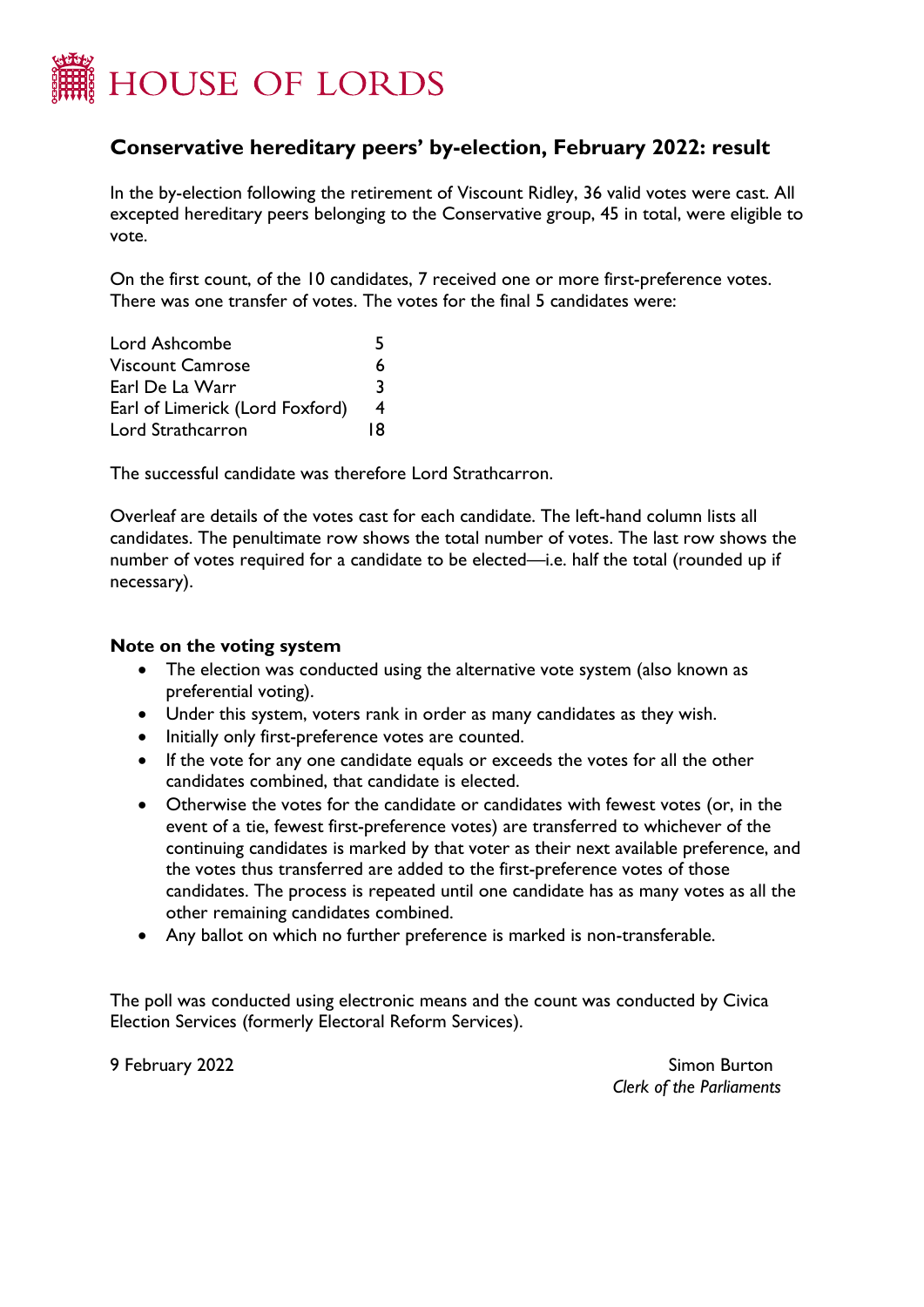# HOUSE OF LORDS

## Conservative hereditary peers' by-election, February 2022: result

In the by-election following the retirement of Viscount Ridley, 36 valid votes were cast. All excepted hereditary peers belonging to the Conservative group, 45 in total, were eligible to vote.

On the first count, of the 10 candidates, 7 received one or more first-preference votes. There was one transfer of votes. The votes for the final 5 candidates were:

| | |
|---|---|
| Lord Ashcombe | 5 |
| Viscount Camrose | 6 |
| Earl De La Warr | 3 |
| Earl of Limerick (Lord Foxford) | 4 |
| Lord Strathcarron | 18 |

The successful candidate was therefore Lord Strathcarron.

Overleaf are details of the votes cast for each candidate. The left-hand column lists all candidates. The penultimate row shows the total number of votes. The last row shows the number of votes required for a candidate to be elected—i.e. half the total (rounded up if necessary).

### Note on the voting system

- The election was conducted using the alternative vote system (also known as preferential voting).
- Under this system, voters rank in order as many candidates as they wish.
- Initially only first-preference votes are counted.
- If the vote for any one candidate equals or exceeds the votes for all the other candidates combined, that candidate is elected.
- Otherwise the votes for the candidate or candidates with fewest votes (or, in the event of a tie, fewest first-preference votes) are transferred to whichever of the continuing candidates is marked by that voter as their next available preference, and the votes thus transferred are added to the first-preference votes of those candidates. The process is repeated until one candidate has as many votes as all the other remaining candidates combined.
- Any ballot on which no further preference is marked is non-transferable.

The poll was conducted using electronic means and the count was conducted by Civica Election Services (formerly Electoral Reform Services).

9 February 2022

Simon Burton
*Clerk of the Parliaments*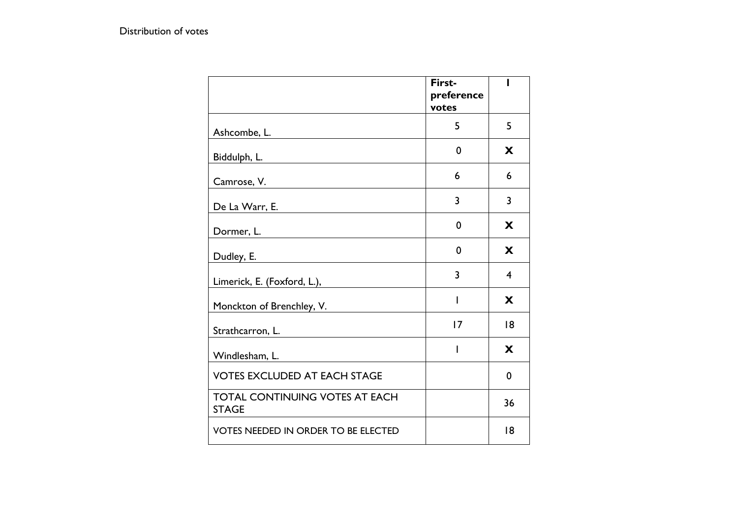Distribution of votes

| | First-preference votes | I |
|---|---|---|
| Ashcombe, L. | 5 | 5 |
| Biddulph, L. | 0 | **X** |
| Camrose, V. | 6 | 6 |
| De La Warr, E. | 3 | 3 |
| Dormer, L. | 0 | **X** |
| Dudley, E. | 0 | **X** |
| Limerick, E. (Foxford, L.), | 3 | 4 |
| Monckton of Brenchley, V. | 1 | **X** |
| Strathcarron, L. | 17 | 18 |
| Windlesham, L. | 1 | **X** |
| VOTES EXCLUDED AT EACH STAGE | | 0 |
| TOTAL CONTINUING VOTES AT EACH STAGE | | 36 |
| VOTES NEEDED IN ORDER TO BE ELECTED | | 18 |